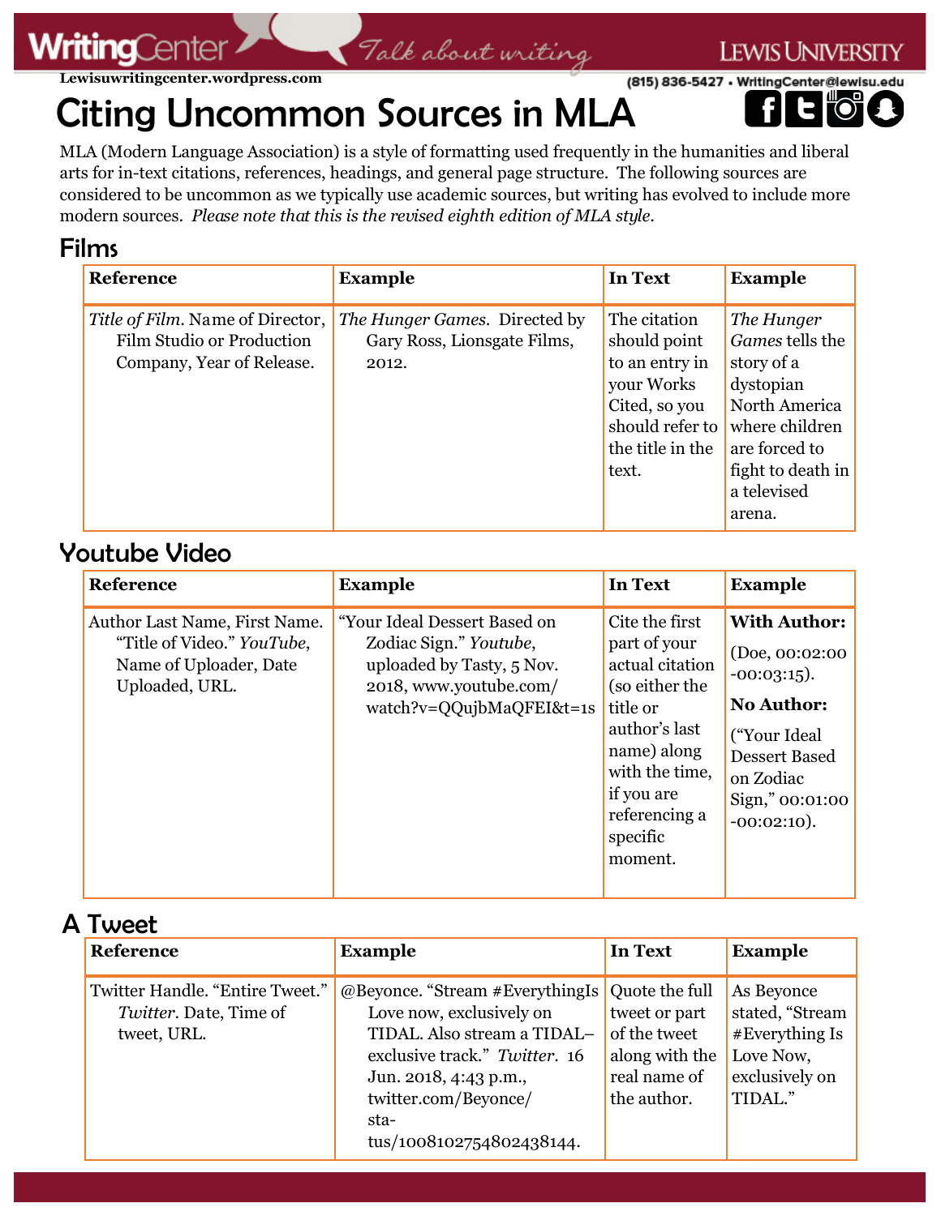# Citing Uncommon Sources in MLA

MLA (Modern Language Association) is a style of formatting used frequently in the humanities and liberal arts for in-text citations, references, headings, and general page structure. The following sources are considered to be uncommon as we typically use academic sources, but writing has evolved to include more modern sources. *Please note that this is the revised eighth edition of MLA style.*

## Films

| Reference | Example | In Text | Example |
|---|---|---|---|
| *Title of Film.* Name of Director, Film Studio or Production Company, Year of Release. | *The Hunger Games.* Directed by Gary Ross, Lionsgate Films, 2012. | The citation should point to an entry in your Works Cited, so you should refer to the title in the text. | *The Hunger Games* tells the story of a dystopian North America where children are forced to fight to death in a televised arena. |

## Youtube Video

| Reference | Example | In Text | Example |
|---|---|---|---|
| Author Last Name, First Name. "Title of Video." *YouTube*, Name of Uploader, Date Uploaded, URL. | "Your Ideal Dessert Based on Zodiac Sign." *Youtube*, uploaded by Tasty, 5 Nov. 2018, www.youtube.com/watch?v=QQujbMaQFEI&t=1s | Cite the first part of your actual citation (so either the title or author's last name) along with the time, if you are referencing a specific moment. | **With Author:** (Doe, 00:02:00 -00:03:15). **No Author:** ("Your Ideal Dessert Based on Zodiac Sign," 00:01:00 -00:02:10). |

## A Tweet

| Reference | Example | In Text | Example |
|---|---|---|---|
| Twitter Handle. "Entire Tweet." *Twitter*. Date, Time of tweet, URL. | @Beyonce. "Stream #EverythingIs Love now, exclusively on TIDAL. Also stream a TIDAL–exclusive track." *Twitter*. 16 Jun. 2018, 4:43 p.m., twitter.com/Beyonce/status/1008102754802438144. | Quote the full tweet or part of the tweet along with the real name of the author. | As Beyonce stated, "Stream #Everything Is Love Now, exclusively on TIDAL." |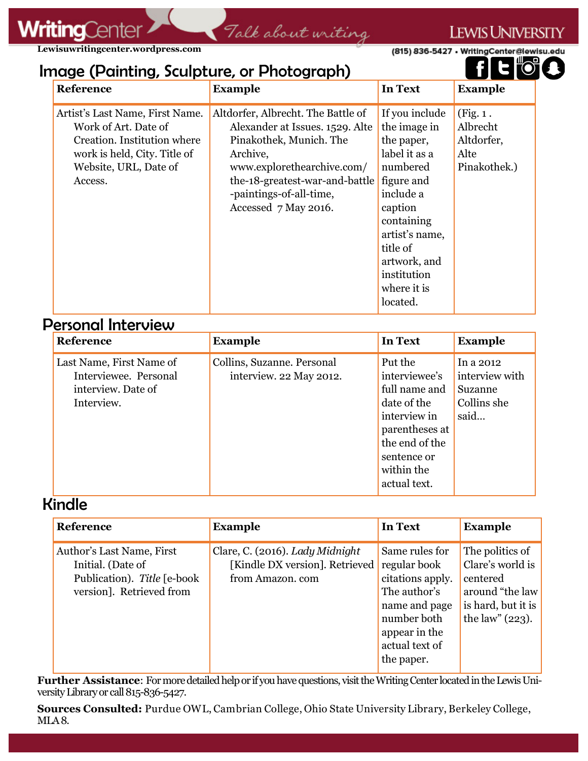## Image (Painting, Sculpture, or Photograph)

| Reference | Example | In Text | Example |
|---|---|---|---|
| Artist's Last Name, First Name. Work of Art. Date of Creation. Institution where work is held, City. Title of Website, URL, Date of Access. | Altdorfer, Albrecht. The Battle of Alexander at Issues. 1529. Alte Pinakothek, Munich. The Archive, www.explorethearchive.com/the-18-greatest-war-and-battle-paintings-of-all-time, Accessed 7 May 2016. | If you include the image in the paper, label it as a numbered figure and include a caption containing artist's name, title of artwork, and institution where it is located. | (Fig. 1 . Albrecht Altdorfer, Alte Pinakothek.) |

## Personal Interview

| Reference | Example | In Text | Example |
|---|---|---|---|
| Last Name, First Name of Interviewee. Personal interview. Date of Interview. | Collins, Suzanne. Personal interview. 22 May 2012. | Put the interviewee's full name and date of the interview in parentheses at the end of the sentence or within the actual text. | In a 2012 interview with Suzanne Collins she said… |

## Kindle

| Reference | Example | In Text | Example |
|---|---|---|---|
| Author's Last Name, First Initial. (Date of Publication). *Title* [e-book version]. Retrieved from | Clare, C. (2016). *Lady Midnight* [Kindle DX version]. Retrieved from Amazon. com | Same rules for regular book citations apply. The author's name and page number both appear in the actual text of the paper. | The politics of Clare's world is centered around "the law is hard, but it is the law" (223). |

**Further Assistance**: For more detailed help or if you have questions, visit the Writing Center located in the Lewis University Library or call 815-836-5427.

**Sources Consulted:** Purdue OWL, Cambrian College, Ohio State University Library, Berkeley College, MLA 8.